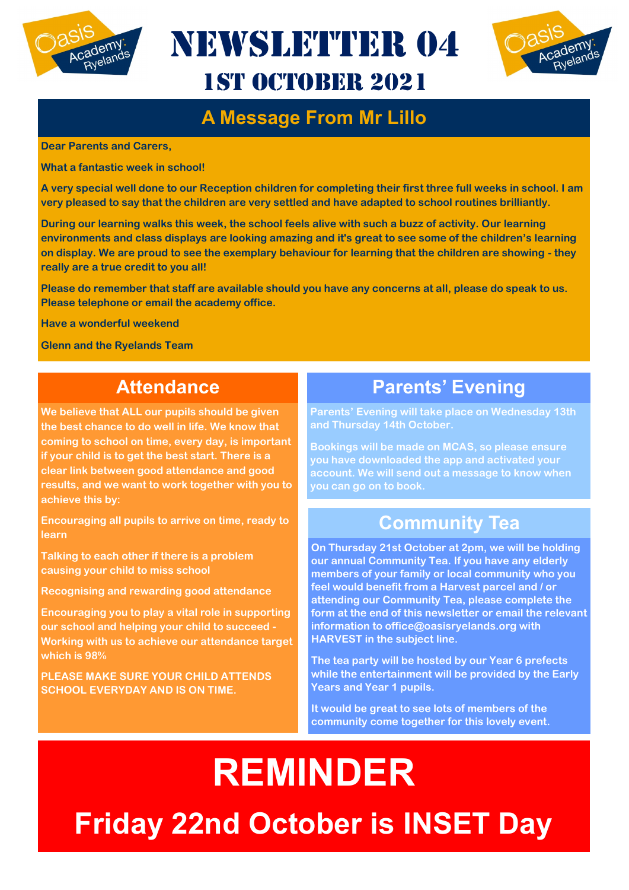# NEWSLETTER 04

## 1ST OCTOBER 2021

## A Message From Mr Lillo

**Dear Parents and Carers,**

**What a fantastic week in school!**

**A very special well done to our Reception children for completing their first three full weeks in school. I am very pleased to say that the children are very settled and have adapted to school routines brilliantly.**

**During our learning walks this week, the school feels alive with such a buzz of activity. Our learning environments and class displays are looking amazing and it's great to see some of the children's learning on display. We are proud to see the exemplary behaviour for learning that the children are showing - they really are a true credit to you all!**

**Please do remember that staff are available should you have any concerns at all, please do speak to us. Please telephone or email the academy office.**

**Have a wonderful weekend**

**Glenn and the Ryelands Team**

## Attendance

**We believe that ALL our pupils should be given the best chance to do well in life. We know that coming to school on time, every day, is important if your child is to get the best start. There is a clear link between good attendance and good results, and we want to work together with you to achieve this by:**

**Encouraging all pupils to arrive on time, ready to learn**

**Talking to each other if there is a problem causing your child to miss school**

**Recognising and rewarding good attendance**

**Encouraging you to play a vital role in supporting our school and helping your child to succeed - Working with us to achieve our attendance target which is 98%**

**PLEASE MAKE SURE YOUR CHILD ATTENDS SCHOOL EVERYDAY AND IS ON TIME.**

## Parents' Evening

**Parents' Evening will take place on Wednesday 13th and Thursday 14th October.**

**Bookings will be made on MCAS, so please ensure you have downloaded the app and activated your account. We will send out a message to know when you can go on to book.**

## Community Tea

**On Thursday 21st October at 2pm, we will be holding our annual Community Tea. If you have any elderly members of your family or local community who you feel would benefit from a Harvest parcel and / or attending our Community Tea, please complete the form at the end of this newsletter or email the relevant information to office@oasisryelands.org with HARVEST in the subject line.**

**The tea party will be hosted by our Year 6 prefects while the entertainment will be provided by the Early Years and Year 1 pupils.**

**It would be great to see lots of members of the community come together for this lovely event.**

# REMINDER

## Friday 22nd October is INSET Day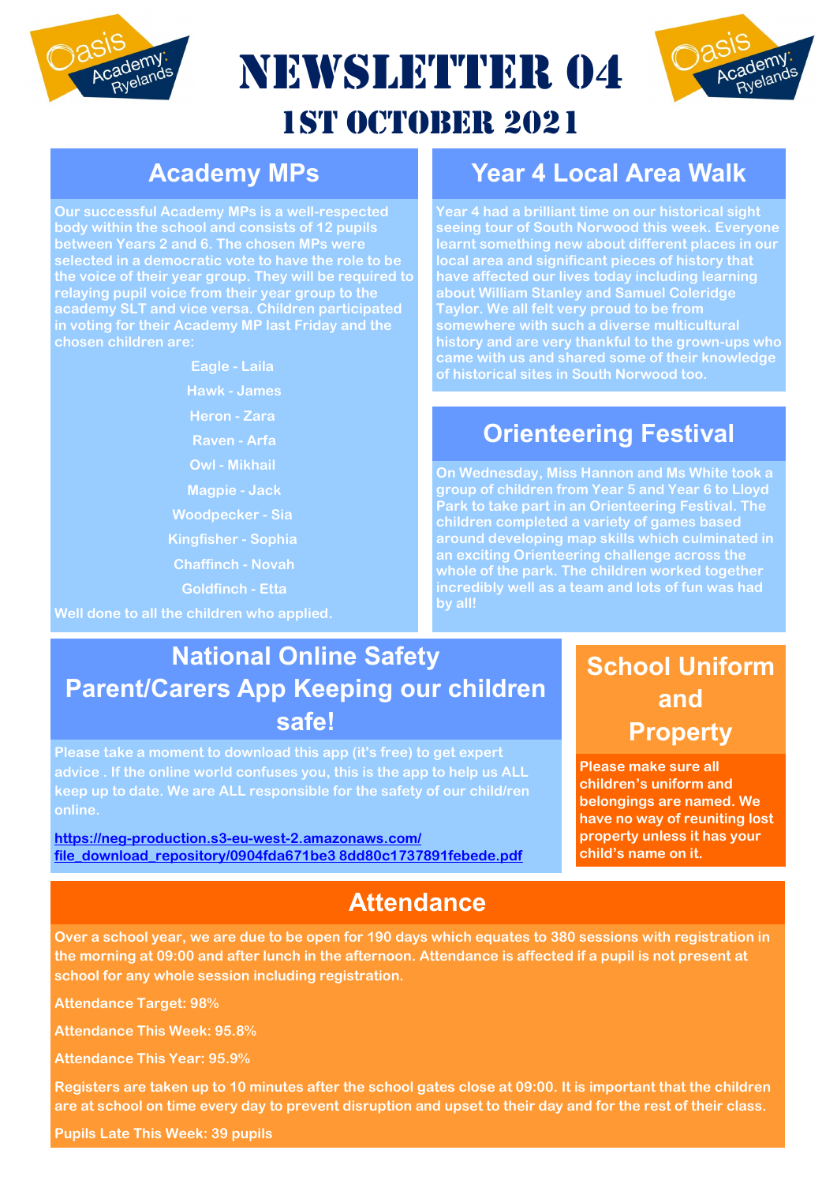# NEWSLETTER 04

## 1ST OCTOBER 2021

## Academy MPs

Our successful Academy MPs is a well-respected body within the school and consists of 12 pupils between Years 2 and 6. The chosen MPs were selected in a democratic vote to have the role to be the voice of their year group. They will be required to relaying pupil voice from their year group to the academy SLT and vice versa. Children participated in voting for their Academy MP last Friday and the chosen children are:

Eagle - Laila

Hawk - James

Heron - Zara

Raven - Arfa

Owl - Mikhail

Magpie - Jack

Woodpecker - Sia

Kingfisher - Sophia

Chaffinch - Novah

Goldfinch - Etta

Well done to all the children who applied.

## Year 4 Local Area Walk

Year 4 had a brilliant time on our historical sight seeing tour of South Norwood this week. Everyone learnt something new about different places in our local area and significant pieces of history that have affected our lives today including learning about William Stanley and Samuel Coleridge Taylor. We all felt very proud to be from somewhere with such a diverse multicultural history and are very thankful to the grown-ups who came with us and shared some of their knowledge of historical sites in South Norwood too.

## Orienteering Festival

On Wednesday, Miss Hannon and Ms White took a group of children from Year 5 and Year 6 to Lloyd Park to take part in an Orienteering Festival. The children completed a variety of games based around developing map skills which culminated in an exciting Orienteering challenge across the whole of the park. The children worked together incredibly well as a team and lots of fun was had by all!

## National Online Safety Parent/Carers App Keeping our children safe!

Please take a moment to download this app (it's free) to get expert advice . If the online world confuses you, this is the app to help us ALL keep up to date. We are ALL responsible for the safety of our child/ren online.

https://neg-production.s3-eu-west-2.amazonaws.com/file_download_repository/0904fda671be3 8dd80c1737891febede.pdf

## School Uniform and Property

Please make sure all children's uniform and belongings are named. We have no way of reuniting lost property unless it has your child's name on it.

## Attendance

Over a school year, we are due to be open for 190 days which equates to 380 sessions with registration in the morning at 09:00 and after lunch in the afternoon. Attendance is affected if a pupil is not present at school for any whole session including registration.

Attendance Target: 98%

Attendance This Week: 95.8%

Attendance This Year: 95.9%

Registers are taken up to 10 minutes after the school gates close at 09:00. It is important that the children are at school on time every day to prevent disruption and upset to their day and for the rest of their class.

Pupils Late This Week: 39 pupils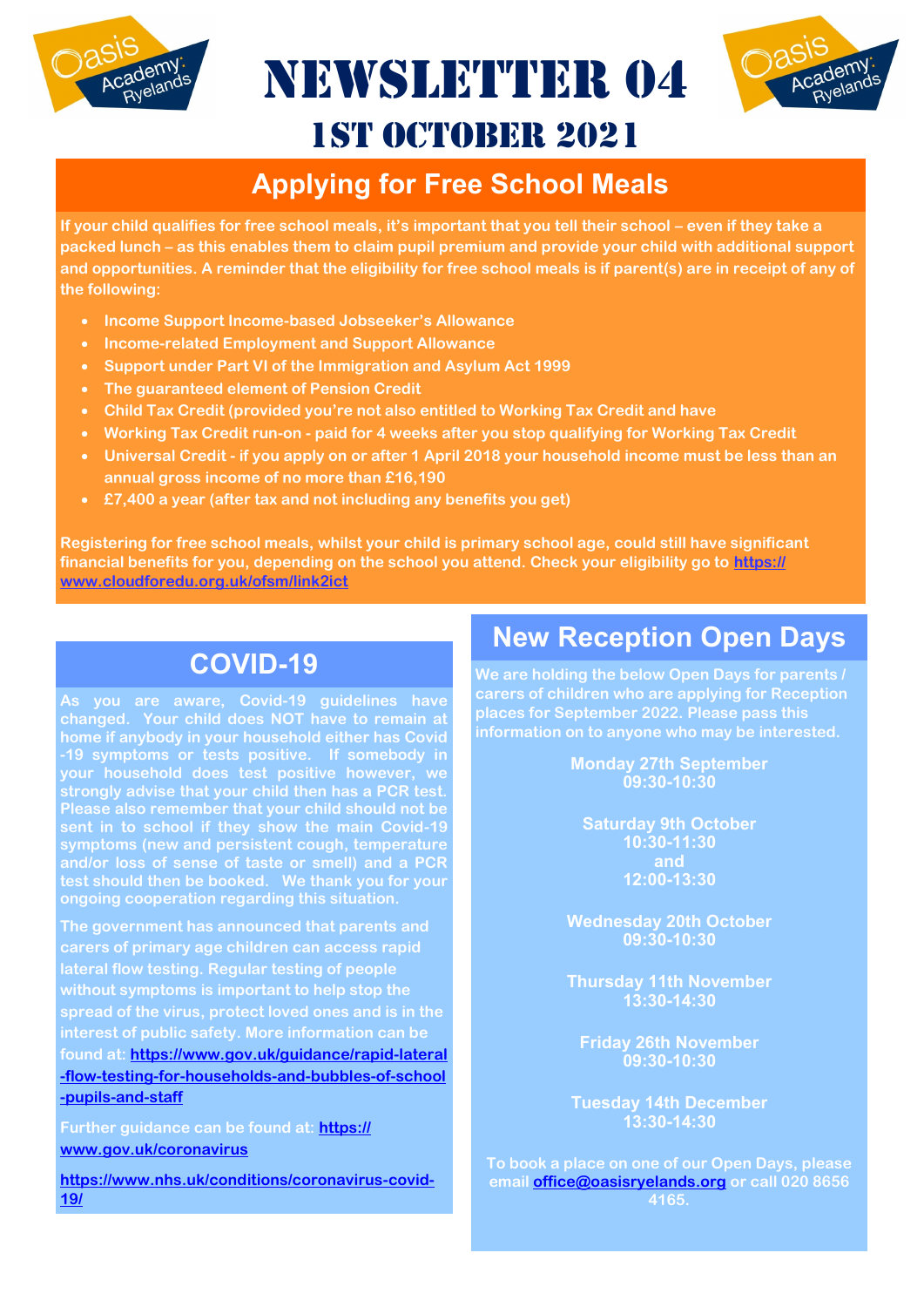# NEWSLETTER 04

## 1ST OCTOBER 2021

## Applying for Free School Meals

**If your child qualifies for free school meals, it's important that you tell their school – even if they take a packed lunch – as this enables them to claim pupil premium and provide your child with additional support and opportunities. A reminder that the eligibility for free school meals is if parent(s) are in receipt of any of the following:**

- **Income Support Income-based Jobseeker's Allowance**
- **Income-related Employment and Support Allowance**
- **Support under Part VI of the Immigration and Asylum Act 1999**
- **The guaranteed element of Pension Credit**
- **Child Tax Credit (provided you're not also entitled to Working Tax Credit and have**
- **Working Tax Credit run-on - paid for 4 weeks after you stop qualifying for Working Tax Credit**
- **Universal Credit - if you apply on or after 1 April 2018 your household income must be less than an annual gross income of no more than £16,190**
- **£7,400 a year (after tax and not including any benefits you get)**

**Registering for free school meals, whilst your child is primary school age, could still have significant financial benefits for you, depending on the school you attend. Check your eligibility go to https://www.cloudforedu.org.uk/ofsm/link2ict**

## COVID-19

**As you are aware, Covid-19 guidelines have changed. Your child does NOT have to remain at home if anybody in your household either has Covid-19 symptoms or tests positive. If somebody in your household does test positive however, we strongly advise that your child then has a PCR test. Please also remember that your child should not be sent in to school if they show the main Covid-19 symptoms (new and persistent cough, temperature and/or loss of sense of taste or smell) and a PCR test should then be booked. We thank you for your ongoing cooperation regarding this situation.**

**The government has announced that parents and carers of primary age children can access rapid lateral flow testing. Regular testing of people without symptoms is important to help stop the spread of the virus, protect loved ones and is in the interest of public safety. More information can be found at: https://www.gov.uk/guidance/rapid-lateral-flow-testing-for-households-and-bubbles-of-school-pupils-and-staff**

**Further guidance can be found at: https://www.gov.uk/coronavirus**

**https://www.nhs.uk/conditions/coronavirus-covid-19/**

## New Reception Open Days

**We are holding the below Open Days for parents / carers of children who are applying for Reception places for September 2022. Please pass this information on to anyone who may be interested.**

**Monday 27th September**
**09:30-10:30**

**Saturday 9th October**
**10:30-11:30**
**and**
**12:00-13:30**

**Wednesday 20th October**
**09:30-10:30**

**Thursday 11th November**
**13:30-14:30**

**Friday 26th November**
**09:30-10:30**

**Tuesday 14th December**
**13:30-14:30**

**To book a place on one of our Open Days, please email office@oasisryelands.org or call 020 8656 4165.**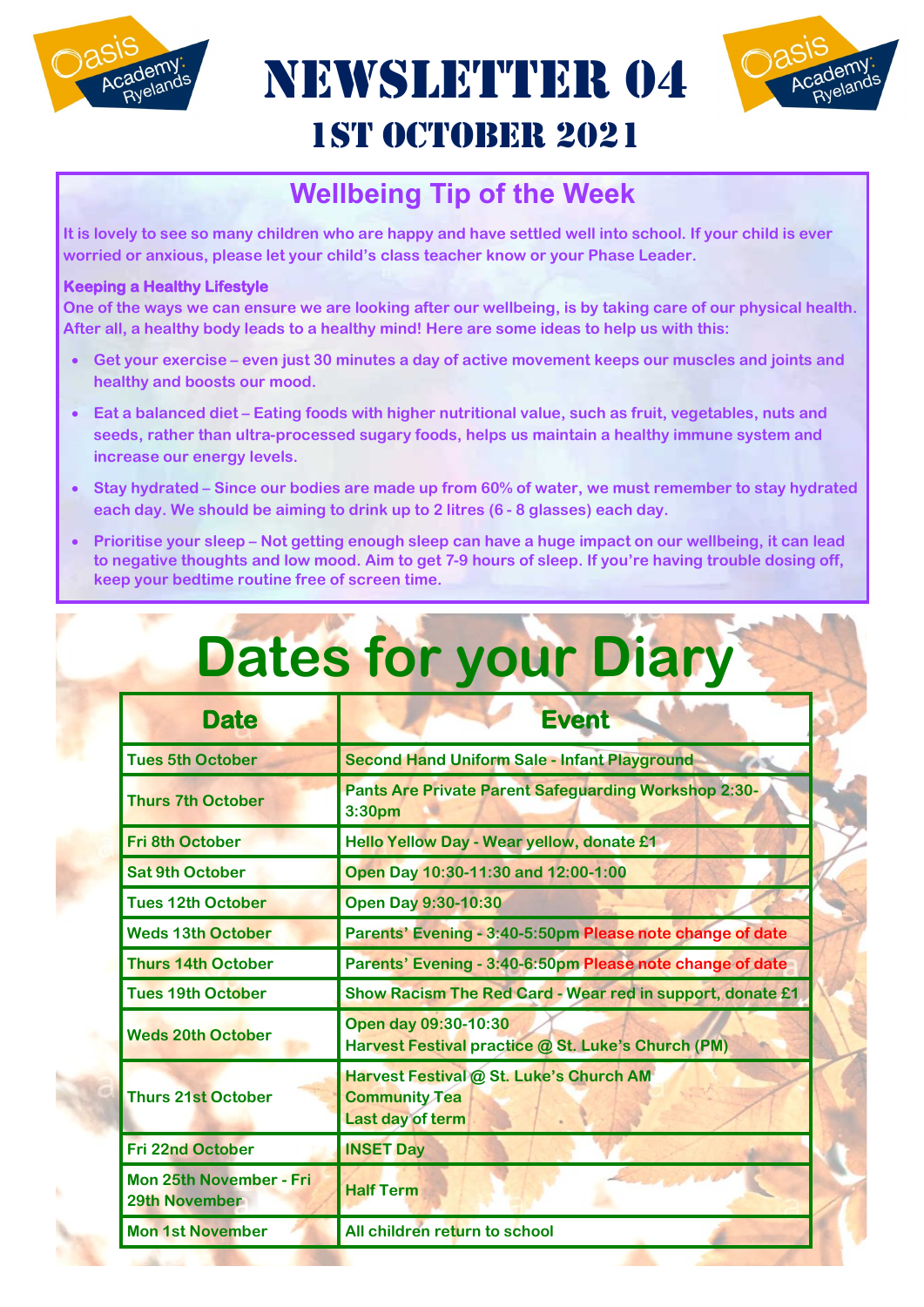# NEWSLETTER 04

## 1ST OCTOBER 2021

## Wellbeing Tip of the Week

It is lovely to see so many children who are happy and have settled well into school. If your child is ever worried or anxious, please let your child's class teacher know or your Phase Leader.

**Keeping a Healthy Lifestyle**

One of the ways we can ensure we are looking after our wellbeing, is by taking care of our physical health. After all, a healthy body leads to a healthy mind! Here are some ideas to help us with this:

- Get your exercise – even just 30 minutes a day of active movement keeps our muscles and joints and healthy and boosts our mood.
- Eat a balanced diet – Eating foods with higher nutritional value, such as fruit, vegetables, nuts and seeds, rather than ultra-processed sugary foods, helps us maintain a healthy immune system and increase our energy levels.
- Stay hydrated – Since our bodies are made up from 60% of water, we must remember to stay hydrated each day. We should be aiming to drink up to 2 litres (6 - 8 glasses) each day.
- Prioritise your sleep – Not getting enough sleep can have a huge impact on our wellbeing, it can lead to negative thoughts and low mood. Aim to get 7-9 hours of sleep. If you're having trouble dosing off, keep your bedtime routine free of screen time.

# Dates for your Diary

| Date | Event |
|---|---|
| Tues 5th October | Second Hand Uniform Sale - Infant Playground |
| Thurs 7th October | Pants Are Private Parent Safeguarding Workshop 2:30-3:30pm |
| Fri 8th October | Hello Yellow Day - Wear yellow, donate £1 |
| Sat 9th October | Open Day 10:30-11:30 and 12:00-1:00 |
| Tues 12th October | Open Day 9:30-10:30 |
| Weds 13th October | Parents' Evening - 3:40-5:50pm Please note change of date |
| Thurs 14th October | Parents' Evening - 3:40-6:50pm Please note change of date |
| Tues 19th October | Show Racism The Red Card - Wear red in support, donate £1 |
| Weds 20th October | Open day 09:30-10:30<br>Harvest Festival practice @ St. Luke's Church (PM) |
| Thurs 21st October | Harvest Festival @ St. Luke's Church AM<br>Community Tea<br>Last day of term |
| Fri 22nd October | INSET Day |
| Mon 25th November - Fri 29th November | Half Term |
| Mon 1st November | All children return to school |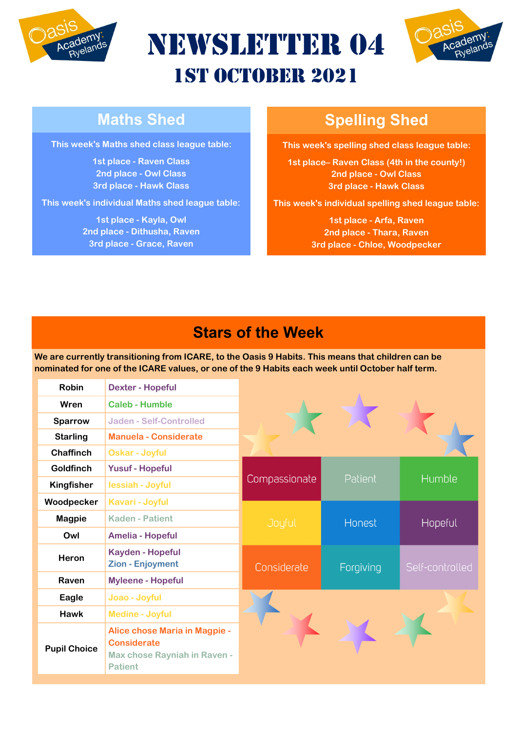# NEWSLETTER 04

## 1ST OCTOBER 2021

## Maths Shed

This week's Maths shed class league table:

1st place - Raven Class
2nd place - Owl Class
3rd place - Hawk Class

This week's individual Maths shed league table:

1st place - Kayla, Owl
2nd place - Dithusha, Raven
3rd place - Grace, Raven

## Spelling Shed

This week's spelling shed class league table:

1st place– Raven Class (4th in the county!)
2nd place - Owl Class
3rd place - Hawk Class

This week's individual spelling shed league table:

1st place - Arfa, Raven
2nd place - Thara, Raven
3rd place - Chloe, Woodpecker

## Stars of the Week

**We are currently transitioning from ICARE, to the Oasis 9 Habits. This means that children can be nominated for one of the ICARE values, or one of the 9 Habits each week until October half term.**

| Class | Star |
|---|---|
| Robin | Dexter - Hopeful |
| Wren | Caleb - Humble |
| Sparrow | Jaden - Self-Controlled |
| Starling | Manuela - Considerate |
| Chaffinch | Oskar - Joyful |
| Goldfinch | Yusuf - Hopeful |
| Kingfisher | Iessiah - Joyful |
| Woodpecker | Kavari - Joyful |
| Magpie | Kaden - Patient |
| Owl | Amelia - Hopeful |
| Heron | Kayden - Hopeful<br>Zion - Enjoyment |
| Raven | Myleene - Hopeful |
| Eagle | Joao - Joyful |
| Hawk | Medine - Joyful |
| Pupil Choice | Alice chose Maria in Magpie - Considerate<br>Max chose Rayniah in Raven - Patient |

| | | |
|---|---|---|
| Compassionate | Patient | Humble |
| Joyful | Honest | Hopeful |
| Considerate | Forgiving | Self-controlled |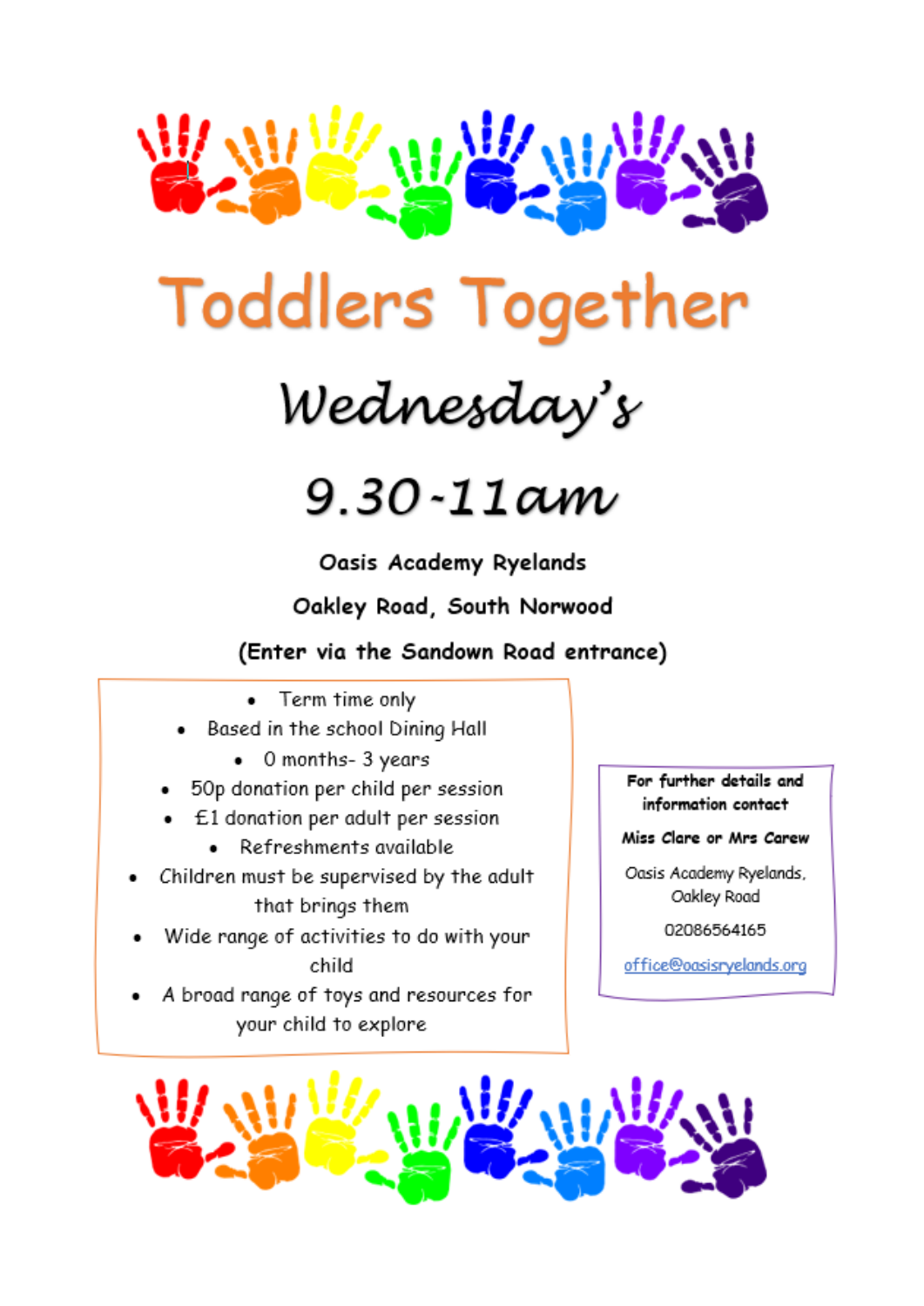# Toddlers Together

## Wednesday's

## 9.30-11am

**Oasis Academy Ryelands**

**Oakley Road, South Norwood**

**(Enter via the Sandown Road entrance)**

- Term time only
- Based in the school Dining Hall
- 0 months- 3 years
- 50p donation per child per session
- £1 donation per adult per session
- Refreshments available
- Children must be supervised by the adult that brings them
- Wide range of activities to do with your child
- A broad range of toys and resources for your child to explore

**For further details and information contact**

**Miss Clare or Mrs Carew**

Oasis Academy Ryelands, Oakley Road

02086564165

office@oasisryelands.org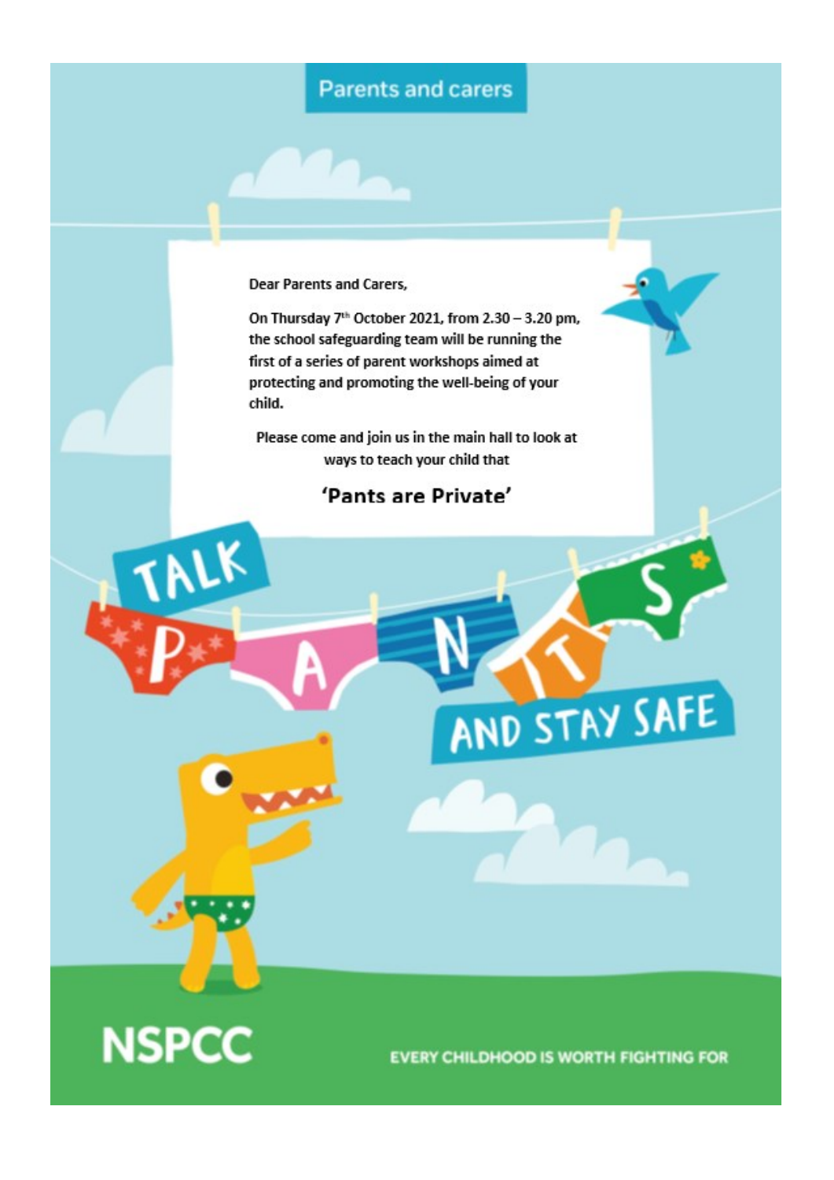Parents and carers

Dear Parents and Carers,

**On Thursday 7th October 2021, from 2.30 – 3.20 pm, the school safeguarding team will be running the first of a series of parent workshops aimed at protecting and promoting the well-being of your child.**

**Please come and join us in the main hall to look at ways to teach your child that**

**'Pants are Private'**

TALK PANTS AND STAY SAFE

NSPCC

EVERY CHILDHOOD IS WORTH FIGHTING FOR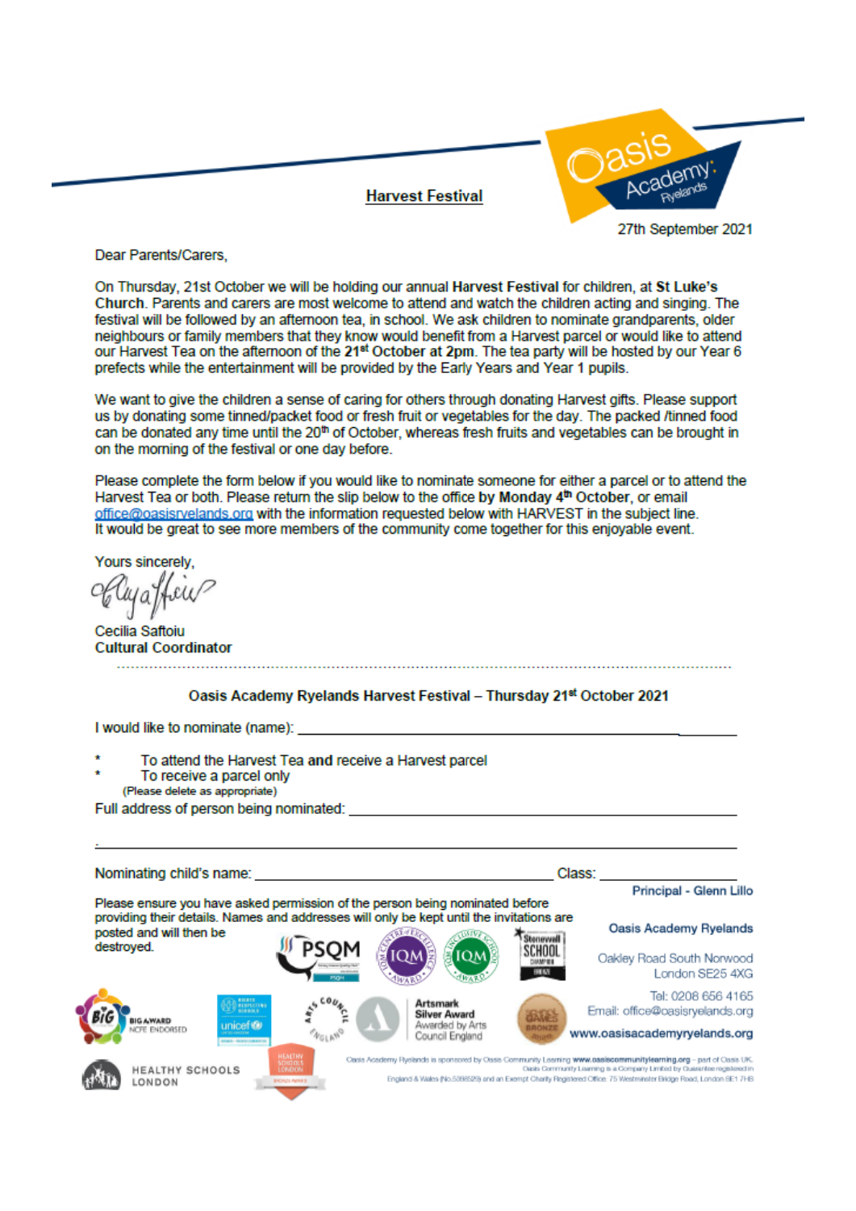# Harvest Festival

27th September 2021

Dear Parents/Carers,

On Thursday, 21st October we will be holding our annual **Harvest Festival** for children, at **St Luke's Church**. Parents and carers are most welcome to attend and watch the children acting and singing. The festival will be followed by an afternoon tea, in school. We ask children to nominate grandparents, older neighbours or family members that they know would benefit from a Harvest parcel or would like to attend our Harvest Tea on the afternoon of the **21st October at 2pm**. The tea party will be hosted by our Year 6 prefects while the entertainment will be provided by the Early Years and Year 1 pupils.

We want to give the children a sense of caring for others through donating Harvest gifts. Please support us by donating some tinned/packet food or fresh fruit or vegetables for the day. The packed /tinned food can be donated any time until the 20th of October, whereas fresh fruits and vegetables can be brought in on the morning of the festival or one day before.

Please complete the form below if you would like to nominate someone for either a parcel or to attend the Harvest Tea or both. Please return the slip below to the office **by Monday 4th October**, or email office@oasisryelands.org with the information requested below with HARVEST in the subject line. It would be great to see more members of the community come together for this enjoyable event.

Yours sincerely,

Cecilia Saftoiu
**Cultural Coordinator**

---

**Oasis Academy Ryelands Harvest Festival – Thursday 21st October 2021**

I would like to nominate (name): ____________________________________________

- To attend the Harvest Tea **and** receive a Harvest parcel
- To receive a parcel only

(Please delete as appropriate)

Full address of person being nominated: ____________________________________________

____________________________________________

Nominating child's name: ______________________________ Class: ______________

Please ensure you have asked permission of the person being nominated before providing their details. Names and addresses will only be kept until the invitations are posted and will then be destroyed.

**Principal - Glenn Lillo**

**Oasis Academy Ryelands**

Oakley Road South Norwood
London SE25 4XG

Tel: 0208 656 4165
Email: office@oasisryelands.org

**www.oasisacademyryelands.org**

Oasis Academy Ryelands is sponsored by Oasis Community Learning **www.oasiscommunitylearning.org** – part of Oasis UK. Oasis Community Learning is a Company Limited by Guarantee registered in England & Wales (No.5398529) and an Exempt Charity Registered Office: 75 Westminster Bridge Road, London SE1 7HS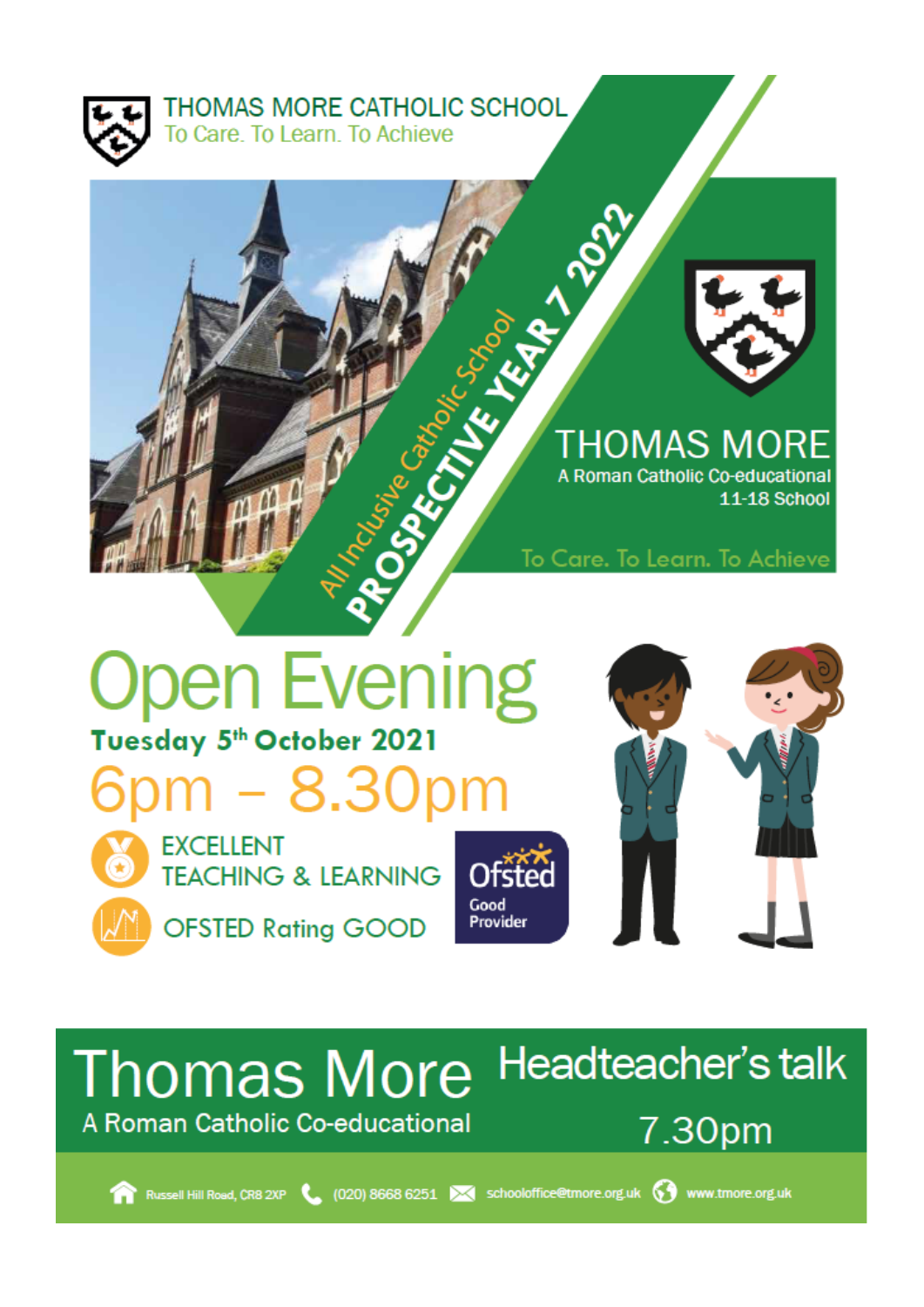# THOMAS MORE CATHOLIC SCHOOL

To Care. To Learn. To Achieve

All Inclusive Catholic School

**PROSPECTIVE YEAR 7 2022**

## THOMAS MORE

A Roman Catholic Co-educational 11-18 School

To Care. To Learn. To Achieve

# Open Evening

**Tuesday 5th October 2021**

## 6pm – 8.30pm

EXCELLENT TEACHING & LEARNING

OFSTED Rating GOOD

Ofsted Good Provider

## Thomas More

A Roman Catholic Co-educational

## Headteacher's talk

7.30pm

Russell Hill Road, CR8 2XP | (020) 8668 6251 | schooloffice@tmore.org.uk | www.tmore.org.uk